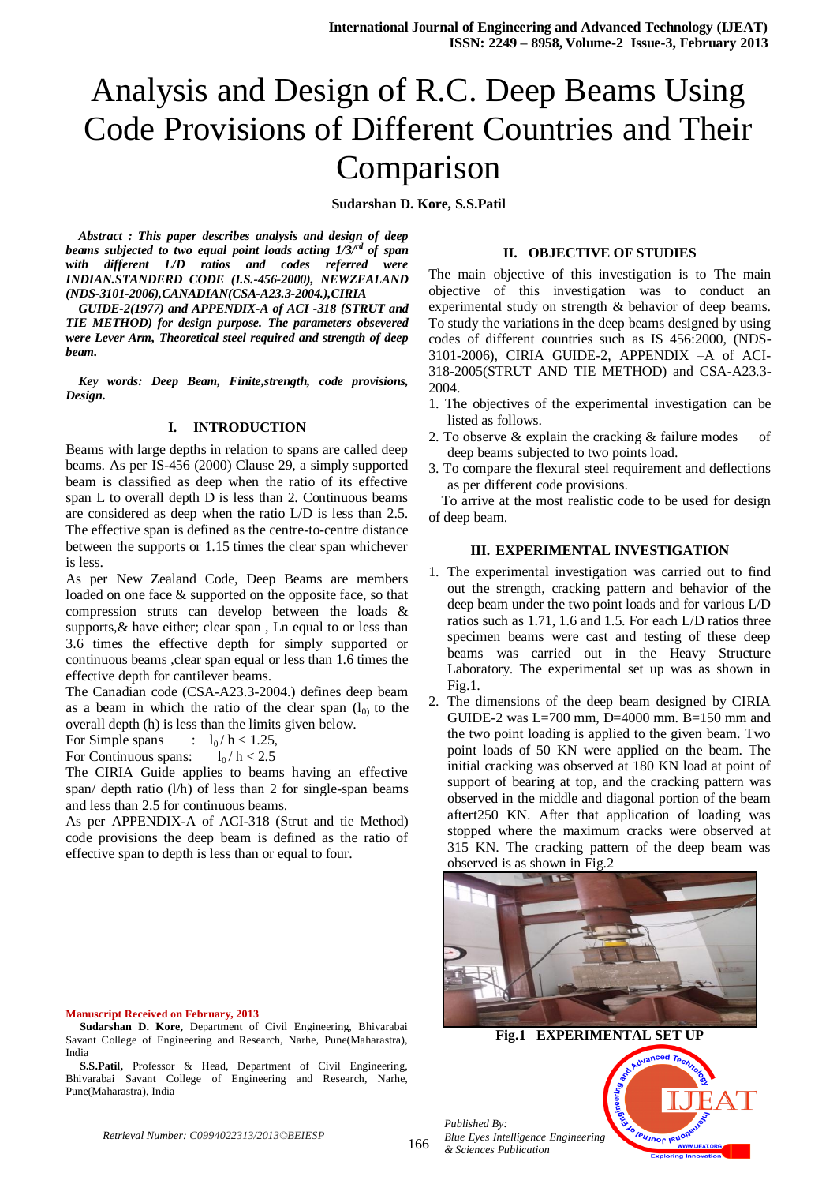# Analysis and Design of R.C. Deep Beams Using Code Provisions of Different Countries and Their Comparison

**Sudarshan D. Kore, S.S.Patil**

***Abstract : This paper describes analysis and design of deep beams subjected to two equal point loads acting 1/3/$^{rd}$ of span with different L/D ratios and codes referred were INDIAN.STANDERD CODE (I.S.-456-2000), NEWZEALAND (NDS-3101-2006),CANADIAN(CSA-A23.3-2004.),CIRIA GUIDE-2(1977) and APPENDIX-A of ACI -318 {STRUT and TIE METHOD) for design purpose. The parameters obsevered were Lever Arm, Theoretical steel required and strength of deep beam.***

***Key words: Deep Beam, Finite,strength, code provisions, Design.***

## I. INTRODUCTION

Beams with large depths in relation to spans are called deep beams. As per IS-456 (2000) Clause 29, a simply supported beam is classified as deep when the ratio of its effective span L to overall depth D is less than 2. Continuous beams are considered as deep when the ratio L/D is less than 2.5. The effective span is defined as the centre-to-centre distance between the supports or 1.15 times the clear span whichever is less.

As per New Zealand Code, Deep Beams are members loaded on one face & supported on the opposite face, so that compression struts can develop between the loads & supports,& have either; clear span , Ln equal to or less than 3.6 times the effective depth for simply supported or continuous beams ,clear span equal or less than 1.6 times the effective depth for cantilever beams.

The Canadian code (CSA-A23.3-2004.) defines deep beam as a beam in which the ratio of the clear span ($l_{0)}$ to the overall depth (h) is less than the limits given below.

For Simple spans : $l_0 / h < 1.25$,

For Continuous spans: $l_0 / h < 2.5$

The CIRIA Guide applies to beams having an effective span/ depth ratio (l/h) of less than 2 for single-span beams and less than 2.5 for continuous beams.

As per APPENDIX-A of ACI-318 (Strut and tie Method) code provisions the deep beam is defined as the ratio of effective span to depth is less than or equal to four.

**Manuscript Received on February, 2013**

**Sudarshan D. Kore,** Department of Civil Engineering, Bhivarabai Savant College of Engineering and Research, Narhe, Pune(Maharastra), India

**S.S.Patil,** Professor & Head, Department of Civil Engineering, Bhivarabai Savant College of Engineering and Research, Narhe, Pune(Maharastra), India

## II. OBJECTIVE OF STUDIES

The main objective of this investigation is to The main objective of this investigation was to conduct an experimental study on strength & behavior of deep beams. To study the variations in the deep beams designed by using codes of different countries such as IS 456:2000, (NDS-3101-2006), CIRIA GUIDE-2, APPENDIX –A of ACI-318-2005(STRUT AND TIE METHOD) and CSA-A23.3-2004.

1. The objectives of the experimental investigation can be listed as follows.
2. To observe & explain the cracking & failure modes of deep beams subjected to two points load.
3. To compare the flexural steel requirement and deflections as per different code provisions.

To arrive at the most realistic code to be used for design of deep beam.

## III. EXPERIMENTAL INVESTIGATION

1. The experimental investigation was carried out to find out the strength, cracking pattern and behavior of the deep beam under the two point loads and for various L/D ratios such as 1.71, 1.6 and 1.5. For each L/D ratios three specimen beams were cast and testing of these deep beams was carried out in the Heavy Structure Laboratory. The experimental set up was as shown in Fig.1.
2. The dimensions of the deep beam designed by CIRIA GUIDE-2 was L=700 mm, D=4000 mm. B=150 mm and the two point loading is applied to the given beam. Two point loads of 50 KN were applied on the beam. The initial cracking was observed at 180 KN load at point of support of bearing at top, and the cracking pattern was observed in the middle and diagonal portion of the beam aftert250 KN. After that application of loading was stopped where the maximum cracks were observed at 315 KN. The cracking pattern of the deep beam was observed is as shown in Fig.2

**Fig.1 EXPERIMENTAL SET UP**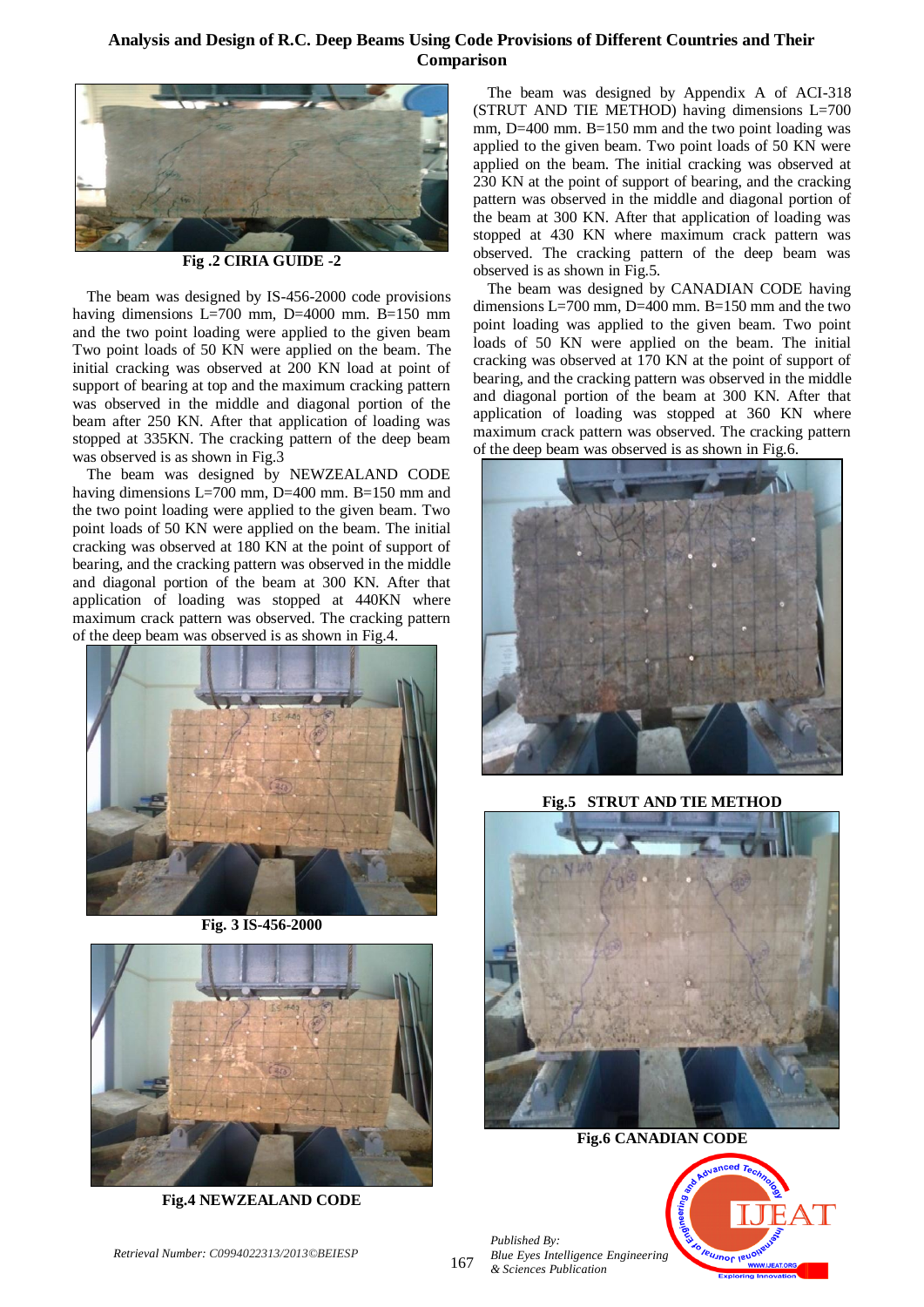Fig .2 CIRIA GUIDE -2

The beam was designed by IS-456-2000 code provisions having dimensions L=700 mm, D=4000 mm. B=150 mm and the two point loading were applied to the given beam Two point loads of 50 KN were applied on the beam. The initial cracking was observed at 200 KN load at point of support of bearing at top and the maximum cracking pattern was observed in the middle and diagonal portion of the beam after 250 KN. After that application of loading was stopped at 335KN. The cracking pattern of the deep beam was observed is as shown in Fig.3

The beam was designed by NEWZEALAND CODE having dimensions L=700 mm, D=400 mm. B=150 mm and the two point loading were applied to the given beam. Two point loads of 50 KN were applied on the beam. The initial cracking was observed at 180 KN at the point of support of bearing, and the cracking pattern was observed in the middle and diagonal portion of the beam at 300 KN. After that application of loading was stopped at 440KN where maximum crack pattern was observed. The cracking pattern of the deep beam was observed is as shown in Fig.4.

Fig. 3 IS-456-2000

Fig.4 NEWZEALAND CODE

The beam was designed by Appendix A of ACI-318 (STRUT AND TIE METHOD) having dimensions L=700 mm, D=400 mm. B=150 mm and the two point loading was applied to the given beam. Two point loads of 50 KN were applied on the beam. The initial cracking was observed at 230 KN at the point of support of bearing, and the cracking pattern was observed in the middle and diagonal portion of the beam at 300 KN. After that application of loading was stopped at 430 KN where maximum crack pattern was observed. The cracking pattern of the deep beam was observed is as shown in Fig.5.

The beam was designed by CANADIAN CODE having dimensions L=700 mm, D=400 mm. B=150 mm and the two point loading was applied to the given beam. Two point loads of 50 KN were applied on the beam. The initial cracking was observed at 170 KN at the point of support of bearing, and the cracking pattern was observed in the middle and diagonal portion of the beam at 300 KN. After that application of loading was stopped at 360 KN where maximum crack pattern was observed. The cracking pattern of the deep beam was observed is as shown in Fig.6.

Fig.5 STRUT AND TIE METHOD

Fig.6 CANADIAN CODE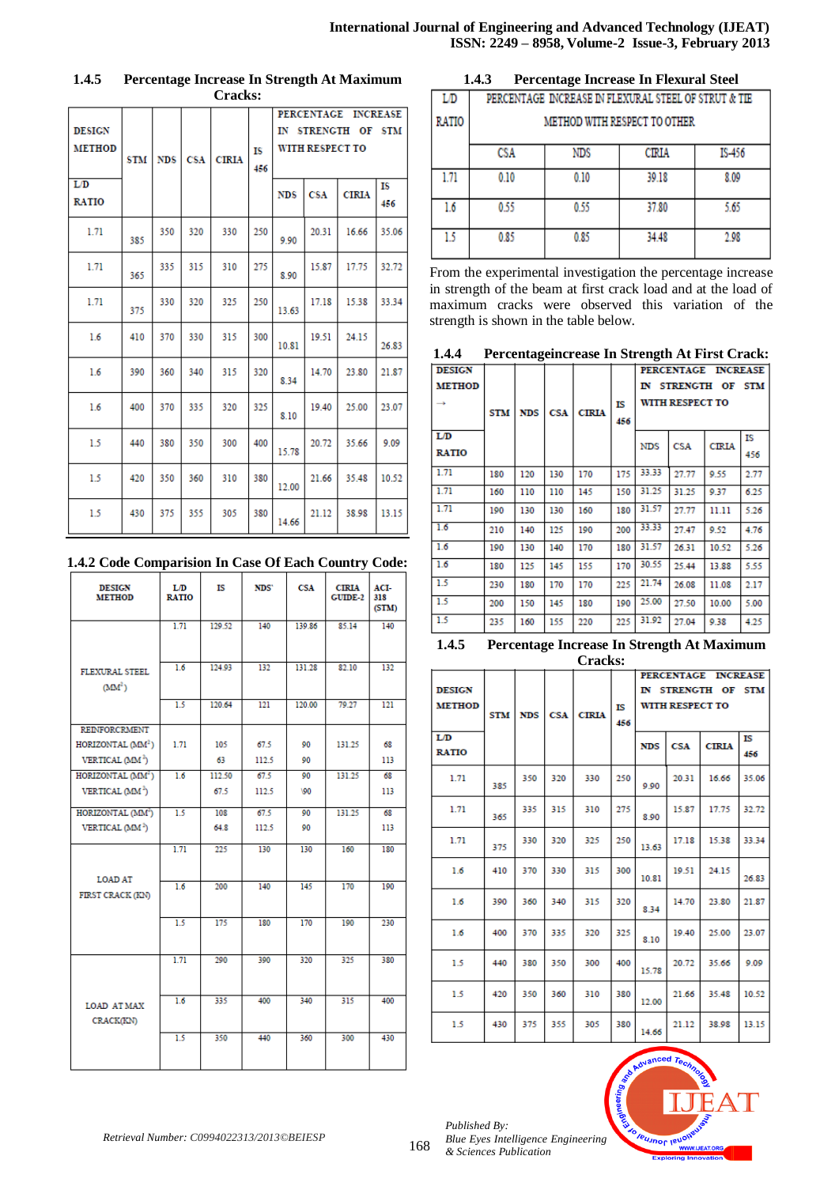### 1.4.5 Percentage Increase In Strength At Maximum Cracks:

| DESIGN METHOD / L/D RATIO | STM | NDS | CSA | CIRIA | IS 456 | PERCENTAGE INCREASE IN STRENGTH OF STM WITH RESPECT TO NDS | CSA | CIRIA | IS 456 |
|---|---|---|---|---|---|---|---|---|---|
| 1.71 | 385 | 350 | 320 | 330 | 250 | 9.90 | 20.31 | 16.66 | 35.06 |
| 1.71 | 365 | 335 | 315 | 310 | 275 | 8.90 | 15.87 | 17.75 | 32.72 |
| 1.71 | 375 | 330 | 320 | 325 | 250 | 13.63 | 17.18 | 15.38 | 33.34 |
| 1.6 | 410 | 370 | 330 | 315 | 300 | 10.81 | 19.51 | 24.15 | 26.83 |
| 1.6 | 390 | 360 | 340 | 315 | 320 | 8.34 | 14.70 | 23.80 | 21.87 |
| 1.6 | 400 | 370 | 335 | 320 | 325 | 8.10 | 19.40 | 25.00 | 23.07 |
| 1.5 | 440 | 380 | 350 | 300 | 400 | 15.78 | 20.72 | 35.66 | 9.09 |
| 1.5 | 420 | 350 | 360 | 310 | 380 | 12.00 | 21.66 | 35.48 | 10.52 |
| 1.5 | 430 | 375 | 355 | 305 | 380 | 14.66 | 21.12 | 38.98 | 13.15 |

### 1.4.2 Code Comparision In Case Of Each Country Code:

| DESIGN METHOD | L/D RATIO | IS | NDS' | CSA | CIRIA GUIDE-2 | ACI-318 (STM) |
|---|---|---|---|---|---|---|
| FLEXURAL STEEL ($MM^2$) | 1.71 | 129.52 | 140 | 139.86 | 85.14 | 140 |
| | 1.6 | 124.93 | 132 | 131.28 | 82.10 | 132 |
| | 1.5 | 120.64 | 121 | 120.00 | 79.27 | 121 |
| REINFORCRMENT HORIZONTAL ($MM^2$) | 1.71 | 105 | 67.5 | 90 | 131.25 | 68 |
| VERTICAL ($MM^2$) | | 63 | 112.5 | 90 | | 113 |
| HORIZONTAL ($MM^2$) | 1.6 | 112.50 | 67.5 | 90 | 131.25 | 68 |
| VERTICAL ($MM^2$) | | 67.5 | 112.5 | \90 | | 113 |
| HORIZONTAL ($MM^2$) | 1.5 | 108 | 67.5 | 90 | 131.25 | 68 |
| VERTICAL ($MM^2$) | | 64.8 | 112.5 | 90 | | 113 |
| LOAD AT FIRST CRACK (KN) | 1.71 | 225 | 130 | 130 | 160 | 180 |
| | 1.6 | 200 | 140 | 145 | 170 | 190 |
| | 1.5 | 175 | 180 | 170 | 190 | 230 |
| LOAD AT MAX CRACK(KN) | 1.71 | 290 | 390 | 320 | 325 | 380 |
| | 1.6 | 335 | 400 | 340 | 315 | 400 |
| | 1.5 | 350 | 440 | 360 | 300 | 430 |

### 1.4.3 Percentage Increase In Flexural Steel

| L/D RATIO | PERCENTAGE INCREASE IN FLEXURAL STEEL OF STRUT & TIE METHOD WITH RESPECT TO OTHER: CSA | NDS | CIRIA | IS-456 |
|---|---|---|---|---|
| 1.71 | 0.10 | 0.10 | 39.18 | 8.09 |
| 1.6 | 0.55 | 0.55 | 37.80 | 5.65 |
| 1.5 | 0.85 | 0.85 | 34.48 | 2.98 |

From the experimental investigation the percentage increase in strength of the beam at first crack load and at the load of maximum cracks were observed this variation of the strength is shown in the table below.

### 1.4.4 Percentageincrease In Strength At First Crack:

| DESIGN METHOD → / L/D RATIO | STM | NDS | CSA | CIRIA | IS 456 | PERCENTAGE INCREASE IN STRENGTH OF STM WITH RESPECT TO NDS | CSA | CIRIA | IS 456 |
|---|---|---|---|---|---|---|---|---|---|
| 1.71 | 180 | 120 | 130 | 170 | 175 | 33.33 | 27.77 | 9.55 | 2.77 |
| 1.71 | 160 | 110 | 110 | 145 | 150 | 31.25 | 31.25 | 9.37 | 6.25 |
| 1.71 | 190 | 130 | 130 | 160 | 180 | 31.57 | 27.77 | 11.11 | 5.26 |
| 1.6 | 210 | 140 | 125 | 190 | 200 | 33.33 | 27.47 | 9.52 | 4.76 |
| 1.6 | 190 | 130 | 140 | 170 | 180 | 31.57 | 26.31 | 10.52 | 5.26 |
| 1.6 | 180 | 125 | 145 | 155 | 170 | 30.55 | 25.44 | 13.88 | 5.55 |
| 1.5 | 230 | 180 | 170 | 170 | 225 | 21.74 | 26.08 | 11.08 | 2.17 |
| 1.5 | 200 | 150 | 145 | 180 | 190 | 25.00 | 27.50 | 10.00 | 5.00 |
| 1.5 | 235 | 160 | 155 | 220 | 225 | 31.92 | 27.04 | 9.38 | 4.25 |

### 1.4.5 Percentage Increase In Strength At Maximum Cracks:

| DESIGN METHOD / L/D RATIO | STM | NDS | CSA | CIRIA | IS 456 | PERCENTAGE INCREASE IN STRENGTH OF STM WITH RESPECT TO NDS | CSA | CIRIA | IS 456 |
|---|---|---|---|---|---|---|---|---|---|
| 1.71 | 385 | 350 | 320 | 330 | 250 | 9.90 | 20.31 | 16.66 | 35.06 |
| 1.71 | 365 | 335 | 315 | 310 | 275 | 8.90 | 15.87 | 17.75 | 32.72 |
| 1.71 | 375 | 330 | 320 | 325 | 250 | 13.63 | 17.18 | 15.38 | 33.34 |
| 1.6 | 410 | 370 | 330 | 315 | 300 | 10.81 | 19.51 | 24.15 | 26.83 |
| 1.6 | 390 | 360 | 340 | 315 | 320 | 8.34 | 14.70 | 23.80 | 21.87 |
| 1.6 | 400 | 370 | 335 | 320 | 325 | 8.10 | 19.40 | 25.00 | 23.07 |
| 1.5 | 440 | 380 | 350 | 300 | 400 | 15.78 | 20.72 | 35.66 | 9.09 |
| 1.5 | 420 | 350 | 360 | 310 | 380 | 12.00 | 21.66 | 35.48 | 10.52 |
| 1.5 | 430 | 375 | 355 | 305 | 380 | 14.66 | 21.12 | 38.98 | 13.15 |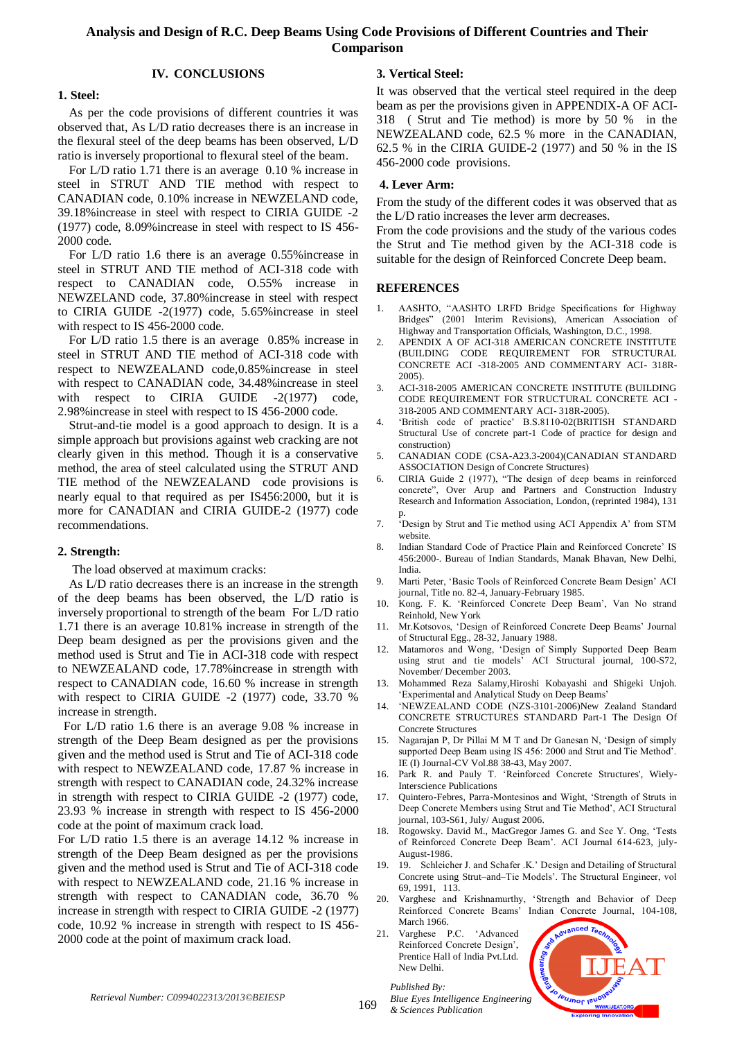## IV. CONCLUSIONS

### 1. Steel:

As per the code provisions of different countries it was observed that, As L/D ratio decreases there is an increase in the flexural steel of the deep beams has been observed, L/D ratio is inversely proportional to flexural steel of the beam.

For L/D ratio 1.71 there is an average 0.10 % increase in steel in STRUT AND TIE method with respect to CANADIAN code, 0.10% increase in NEWZELAND code, 39.18%increase in steel with respect to CIRIA GUIDE -2 (1977) code, 8.09%increase in steel with respect to IS 456-2000 code.

For L/D ratio 1.6 there is an average 0.55%increase in steel in STRUT AND TIE method of ACI-318 code with respect to CANADIAN code, O.55% increase in NEWZELAND code, 37.80%increase in steel with respect to CIRIA GUIDE -2(1977) code, 5.65%increase in steel with respect to IS 456-2000 code.

For L/D ratio 1.5 there is an average 0.85% increase in steel in STRUT AND TIE method of ACI-318 code with respect to NEWZEALAND code,0.85%increase in steel with respect to CANADIAN code, 34.48%increase in steel with respect to CIRIA GUIDE -2(1977) code, 2.98%increase in steel with respect to IS 456-2000 code.

Strut-and-tie model is a good approach to design. It is a simple approach but provisions against web cracking are not clearly given in this method. Though it is a conservative method, the area of steel calculated using the STRUT AND TIE method of the NEWZEALAND code provisions is nearly equal to that required as per IS456:2000, but it is more for CANADIAN and CIRIA GUIDE-2 (1977) code recommendations.

### 2. Strength:

The load observed at maximum cracks:

As L/D ratio decreases there is an increase in the strength of the deep beams has been observed, the L/D ratio is inversely proportional to strength of the beam For L/D ratio 1.71 there is an average 10.81% increase in strength of the Deep beam designed as per the provisions given and the method used is Strut and Tie in ACI-318 code with respect to NEWZELAND code, 17.78%increase in strength with respect to CANADIAN code, 16.60 % increase in strength with respect to CIRIA GUIDE -2 (1977) code, 33.70 % increase in strength.

For L/D ratio 1.6 there is an average 9.08 % increase in strength of the Deep Beam designed as per the provisions given and the method used is Strut and Tie of ACI-318 code with respect to NEWZELAND code, 17.87 % increase in strength with respect to CANADIAN code, 24.32% increase in strength with respect to CIRIA GUIDE -2 (1977) code, 23.93 % increase in strength with respect to IS 456-2000 code at the point of maximum crack load.

For L/D ratio 1.5 there is an average 14.12 % increase in strength of the Deep Beam designed as per the provisions given and the method used is Strut and Tie of ACI-318 code with respect to NEWZELAND code, 21.16 % increase in strength with respect to CANADIAN code, 36.70 % increase in strength with respect to CIRIA GUIDE -2 (1977) code, 10.92 % increase in strength with respect to IS 456-2000 code at the point of maximum crack load.

### 3. Vertical Steel:

It was observed that the vertical steel required in the deep beam as per the provisions given in APPENDIX-A OF ACI-318 ( Strut and Tie method) is more by 50 % in the NEWZEALAND code, 62.5 % more in the CANADIAN, 62.5 % in the CIRIA GUIDE-2 (1977) and 50 % in the IS 456-2000 code provisions.

### 4. Lever Arm:

From the study of the different codes it was observed that as the L/D ratio increases the lever arm decreases.

From the code provisions and the study of the various codes the Strut and Tie method given by the ACI-318 code is suitable for the design of Reinforced Concrete Deep beam.

## REFERENCES

1. AASHTO, "AASHTO LRFD Bridge Specifications for Highway Bridges" (2001 Interim Revisions), American Association of Highway and Transportation Officials, Washington, D.C., 1998.
2. APENDIX A OF ACI-318 AMERICAN CONCRETE INSTITUTE (BUILDING CODE REQUIREMENT FOR STRUCTURAL CONCRETE ACI -318-2005 AND COMMENTARY ACI- 318R-2005).
3. ACI-318-2005 AMERICAN CONCRETE INSTITUTE (BUILDING CODE REQUIREMENT FOR STRUCTURAL CONCRETE ACI -318-2005 AND COMMENTARY ACI- 318R-2005).
4. 'British code of practice' B.S.8110-02(BRITISH STANDARD Structural Use of concrete part-1 Code of practice for design and construction)
5. CANADIAN CODE (CSA-A23.3-2004)(CANADIAN STANDARD ASSOCIATION Design of Concrete Structures)
6. CIRIA Guide 2 (1977), "The design of deep beams in reinforced concrete", Over Arup and Partners and Construction Industry Research and Information Association, London, (reprinted 1984), 131 p.
7. 'Design by Strut and Tie method using ACI Appendix A' from STM website.
8. Indian Standard Code of Practice Plain and Reinforced Concrete' IS 456:2000-. Bureau of Indian Standards, Manak Bhavan, New Delhi, India.
9. Marti Peter, 'Basic Tools of Reinforced Concrete Beam Design' ACI journal, Title no. 82-4, January-February 1985.
10. Kong. F. K. 'Reinforced Concrete Deep Beam', Van No strand Reinhold, New York
11. Mr.Kotsovos, 'Design of Reinforced Concrete Deep Beams' Journal of Structural Egg., 28-32, January 1988.
12. Matamoros and Wong, 'Design of Simply Supported Deep Beam using strut and tie models' ACI Structural journal, 100-S72, November/ December 2003.
13. Mohammed Reza Salamy,Hiroshi Kobayashi and Shigeki Unjoh. 'Experimental and Analytical Study on Deep Beams'
14. 'NEWZEALAND CODE (NZS-3101-2006)New Zealand Standard CONCRETE STRUCTURES STANDARD Part-1 The Design Of Concrete Structures
15. Nagarajan P, Dr Pillai M M T and Dr Ganesan N, 'Design of simply supported Deep Beam using IS 456: 2000 and Strut and Tie Method'. IE (I) Journal-CV Vol.88 38-43, May 2007.
16. Park R. and Pauly T. 'Reinforced Concrete Structures', Wiely-Interscience Publications
17. Quintero-Febres, Parra-Montesinos and Wight, 'Strength of Struts in Deep Concrete Members using Strut and Tie Method', ACI Structural journal, 103-S61, July/ August 2006.
18. Rogowsky. David M., MacGregor James G. and See Y. Ong, 'Tests of Reinforced Concrete Deep Beam'. ACI Journal 614-623, july-August-1986.
19. 19. Schleicher J. and Schafer .K.' Design and Detailing of Structural Concrete using Strut–and–Tie Models'. The Structural Engineer, vol 69, 1991, 113.
20. Varghese and Krishnamurthy, 'Strength and Behavior of Deep Reinforced Concrete Beams' Indian Concrete Journal, 104-108, March 1966.
21. Varghese P.C. 'Advanced Reinforced Concrete Design', Prentice Hall of India Pvt.Ltd. New Delhi.